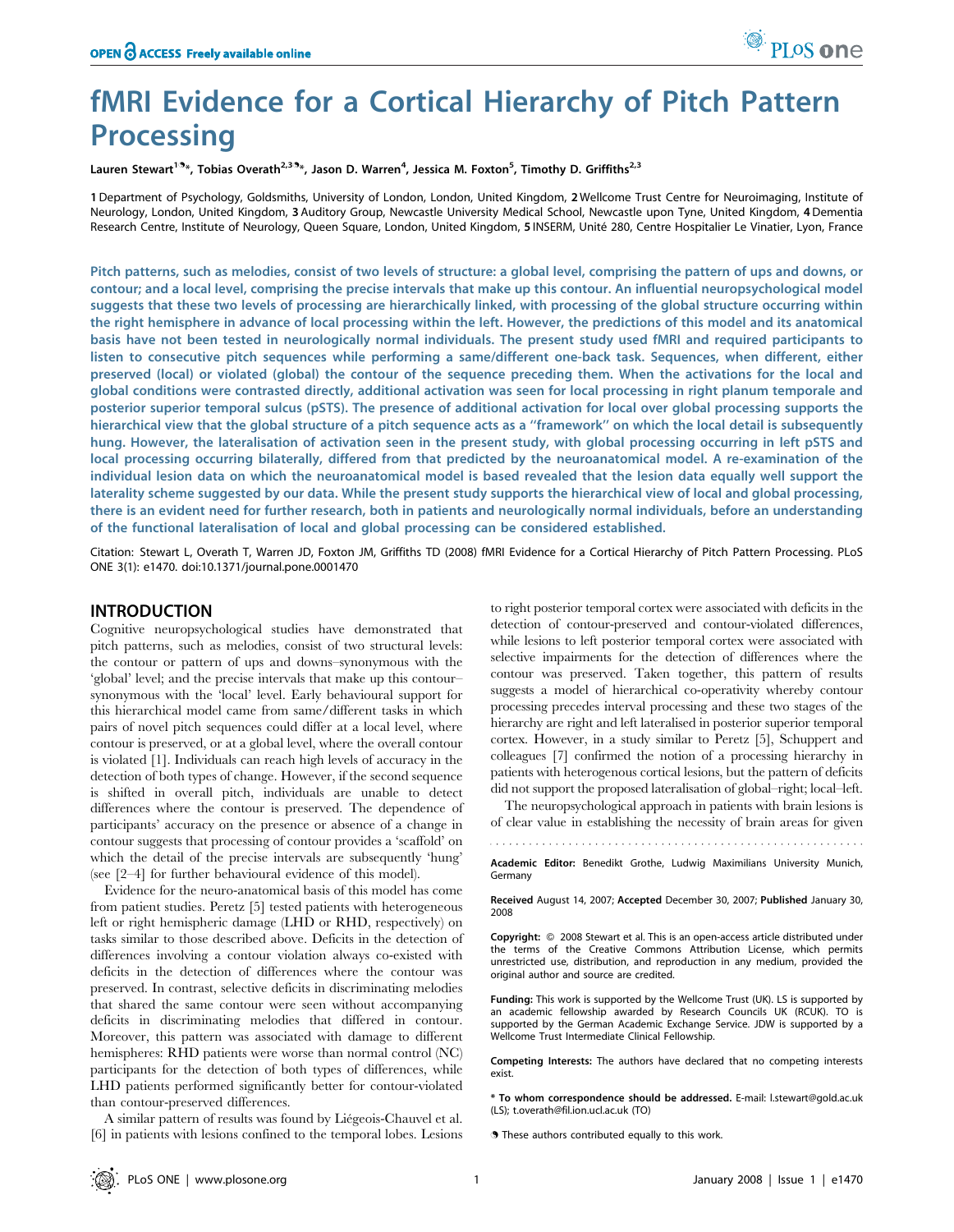# fMRI Evidence for a Cortical Hierarchy of Pitch Pattern Processing

Lauren Stewart[1]*, Tobias Overath[2,3]*, Jason D. Warren[4], Jessica M. Foxton[5], Timothy D. Griffiths[2,3]

**1** Department of Psychology, Goldsmiths, University of London, London, United Kingdom, **2** Wellcome Trust Centre for Neuroimaging, Institute of Neurology, London, United Kingdom, **3** Auditory Group, Newcastle University Medical School, Newcastle upon Tyne, United Kingdom, **4** Dementia Research Centre, Institute of Neurology, Queen Square, London, United Kingdom, **5** INSERM, Unité 280, Centre Hospitalier Le Vinatier, Lyon, France

**Pitch patterns, such as melodies, consist of two levels of structure: a global level, comprising the pattern of ups and downs, or contour; and a local level, comprising the precise intervals that make up this contour. An influential neuropsychological model suggests that these two levels of processing are hierarchically linked, with processing of the global structure occurring within the right hemisphere in advance of local processing within the left. However, the predictions of this model and its anatomical basis have not been tested in neurologically normal individuals. The present study used fMRI and required participants to listen to consecutive pitch sequences while performing a same/different one-back task. Sequences, when different, either preserved (local) or violated (global) the contour of the sequence preceding them. When the activations for the local and global conditions were contrasted directly, additional activation was seen for local processing in right planum temporale and posterior superior temporal sulcus (pSTS). The presence of additional activation for local over global processing supports the hierarchical view that the global structure of a pitch sequence acts as a "framework" on which the local detail is subsequently hung. However, the lateralisation of activation seen in the present study, with global processing occurring in left pSTS and local processing occurring bilaterally, differed from that predicted by the neuroanatomical model. A re-examination of the individual lesion data on which the neuroanatomical model is based revealed that the lesion data equally well support the laterality scheme suggested by our data. While the present study supports the hierarchical view of local and global processing, there is an evident need for further research, both in patients and neurologically normal individuals, before an understanding of the functional lateralisation of local and global processing can be considered established.**

Citation: Stewart L, Overath T, Warren JD, Foxton JM, Griffiths TD (2008) fMRI Evidence for a Cortical Hierarchy of Pitch Pattern Processing. PLoS ONE 3(1): e1470. doi:10.1371/journal.pone.0001470

## INTRODUCTION

Cognitive neuropsychological studies have demonstrated that pitch patterns, such as melodies, consist of two structural levels: the contour or pattern of ups and downs–synonymous with the 'global' level; and the precise intervals that make up this contour–synonymous with the 'local' level. Early behavioural support for this hierarchical model came from same/different tasks in which pairs of novel pitch sequences could differ at a local level, where contour is preserved, or at a global level, where the overall contour is violated [1]. Individuals can reach high levels of accuracy in the detection of both types of change. However, if the second sequence is shifted in overall pitch, individuals are unable to detect differences where the contour is preserved. The dependence of participants' accuracy on the presence or absence of a change in contour suggests that processing of contour provides a 'scaffold' on which the detail of the precise intervals are subsequently 'hung' (see [2–4] for further behavioural evidence of this model).

Evidence for the neuro-anatomical basis of this model has come from patient studies. Peretz [5] tested patients with heterogeneous left or right hemispheric damage (LHD or RHD, respectively) on tasks similar to those described above. Deficits in the detection of differences involving a contour violation always co-existed with deficits in the detection of differences where the contour was preserved. In contrast, selective deficits in discriminating melodies that shared the same contour were seen without accompanying deficits in discriminating melodies that differed in contour. Moreover, this pattern was associated with damage to different hemispheres: RHD patients were worse than normal control (NC) participants for the detection of both types of differences, while LHD patients performed significantly better for contour-violated than contour-preserved differences.

A similar pattern of results was found by Liégeois-Chauvel et al. [6] in patients with lesions confined to the temporal lobes. Lesions to right posterior temporal cortex were associated with deficits in the detection of contour-preserved and contour-violated differences, while lesions to left posterior temporal cortex were associated with selective impairments for the detection of differences where the contour was preserved. Taken together, this pattern of results suggests a model of hierarchical co-operativity whereby contour processing precedes interval processing and these two stages of the hierarchy are right and left lateralised in posterior superior temporal cortex. However, in a study similar to Peretz [5], Schuppert and colleagues [7] confirmed the notion of a processing hierarchy in patients with heterogenous cortical lesions, but the pattern of deficits did not support the proposed lateralisation of global–right; local–left.

The neuropsychological approach in patients with brain lesions is of clear value in establishing the necessity of brain areas for given

---

**Academic Editor:** Benedikt Grothe, Ludwig Maximilians University Munich, Germany

**Received** August 14, 2007; **Accepted** December 30, 2007; **Published** January 30, 2008

**Copyright:** © 2008 Stewart et al. This is an open-access article distributed under the terms of the Creative Commons Attribution License, which permits unrestricted use, distribution, and reproduction in any medium, provided the original author and source are credited.

**Funding:** This work is supported by the Wellcome Trust (UK). LS is supported by an academic fellowship awarded by Research Councils UK (RCUK). TO is supported by the German Academic Exchange Service. JDW is supported by a Wellcome Trust Intermediate Clinical Fellowship.

**Competing Interests:** The authors have declared that no competing interests exist.

**\* To whom correspondence should be addressed.** E-mail: l.stewart@gold.ac.uk (LS); t.overath@fil.ion.ucl.ac.uk (TO)

These authors contributed equally to this work.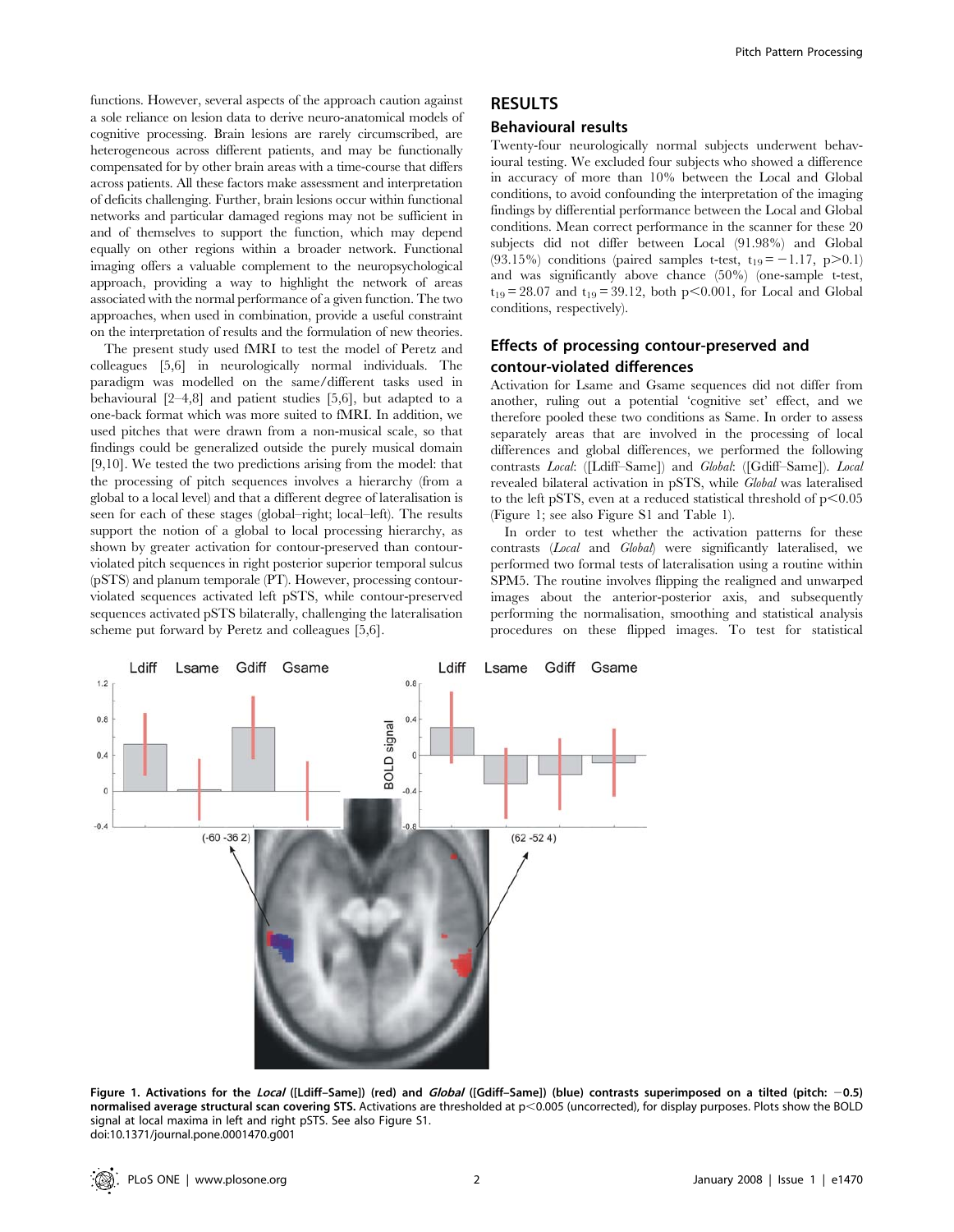functions. However, several aspects of the approach caution against a sole reliance on lesion data to derive neuro-anatomical models of cognitive processing. Brain lesions are rarely circumscribed, are heterogeneous across different patients, and may be functionally compensated for by other brain areas with a time-course that differs across patients. All these factors make assessment and interpretation of deficits challenging. Further, brain lesions occur within functional networks and particular damaged regions may not be sufficient in and of themselves to support the function, which may depend equally on other regions within a broader network. Functional imaging offers a valuable complement to the neuropsychological approach, providing a way to highlight the network of areas associated with the normal performance of a given function. The two approaches, when used in combination, provide a useful constraint on the interpretation of results and the formulation of new theories.

The present study used fMRI to test the model of Peretz and colleagues [5,6] in neurologically normal individuals. The paradigm was modelled on the same/different tasks used in behavioural [2–4,8] and patient studies [5,6], but adapted to a one-back format which was more suited to fMRI. In addition, we used pitches that were drawn from a non-musical scale, so that findings could be generalized outside the purely musical domain [9,10]. We tested the two predictions arising from the model: that the processing of pitch sequences involves a hierarchy (from a global to a local level) and that a different degree of lateralisation is seen for each of these stages (global–right; local–left). The results support the notion of a global to local processing hierarchy, as shown by greater activation for contour-preserved than contour-violated pitch sequences in right posterior superior temporal sulcus (pSTS) and planum temporale (PT). However, processing contour-violated sequences activated left pSTS, while contour-preserved sequences activated pSTS bilaterally, challenging the lateralisation scheme put forward by Peretz and colleagues [5,6].

## RESULTS

### Behavioural results

Twenty-four neurologically normal subjects underwent behavioural testing. We excluded four subjects who showed a difference in accuracy of more than 10% between the Local and Global conditions, to avoid confounding the interpretation of the imaging findings by differential performance between the Local and Global conditions. Mean correct performance in the scanner for these 20 subjects did not differ between Local (91.98%) and Global (93.15%) conditions (paired samples t-test, $t_{19} = -1.17$, $p > 0.1$) and was significantly above chance (50%) (one-sample t-test, $t_{19} = 28.07$ and $t_{19} = 39.12$, both $p < 0.001$, for Local and Global conditions, respectively).

### Effects of processing contour-preserved and contour-violated differences

Activation for Lsame and Gsame sequences did not differ from another, ruling out a potential 'cognitive set' effect, and we therefore pooled these two conditions as Same. In order to assess separately areas that are involved in the processing of local differences and global differences, we performed the following contrasts *Local*: ([Ldiff–Same]) and *Global*: ([Gdiff–Same]). *Local* revealed bilateral activation in pSTS, while *Global* was lateralised to the left pSTS, even at a reduced statistical threshold of $p < 0.05$ (Figure 1; see also Figure S1 and Table 1).

In order to test whether the activation patterns for these contrasts (*Local* and *Global*) were significantly lateralised, we performed two formal tests of lateralisation using a routine within SPM5. The routine involves flipping the realigned and unwarped images about the anterior-posterior axis, and subsequently performing the normalisation, smoothing and statistical analysis procedures on these flipped images. To test for statistical

**Figure 1. Activations for the *Local* ([Ldiff–Same]) (red) and *Global* ([Gdiff–Same]) (blue) contrasts superimposed on a tilted (pitch: −0.5) normalised average structural scan covering STS.** Activations are thresholded at $p < 0.005$ (uncorrected), for display purposes. Plots show the BOLD signal at local maxima in left and right pSTS. See also Figure S1.
doi:10.1371/journal.pone.0001470.g001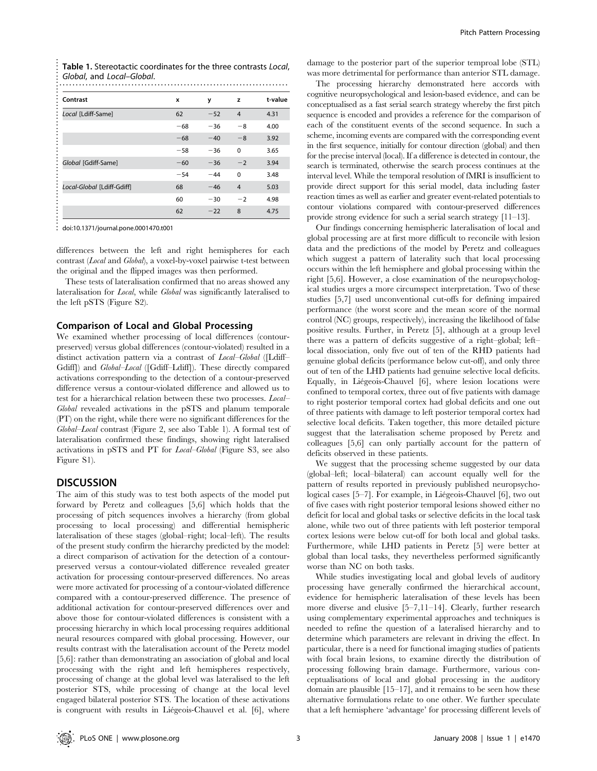**Table 1.** Stereotactic coordinates for the three contrasts *Local*, *Global*, and *Local–Global*.

| Contrast | x | y | z | t-value |
|---|---|---|---|---|
| *Local* [Ldiff-Same] | 62 | −52 | 4 | 4.31 |
| | −68 | −36 | −8 | 4.00 |
| | −68 | −40 | −8 | 3.92 |
| | −58 | −36 | 0 | 3.65 |
| *Global* [Gdiff-Same] | −60 | −36 | −2 | 3.94 |
| | −54 | −44 | 0 | 3.48 |
| *Local-Global* [Ldiff-Gdiff] | 68 | −46 | 4 | 5.03 |
| | 60 | −30 | −2 | 4.98 |
| | 62 | −22 | 8 | 4.75 |

doi:10.1371/journal.pone.0001470.t001

differences between the left and right hemispheres for each contrast (*Local* and *Global*), a voxel-by-voxel pairwise t-test between the original and the flipped images was then performed.

These tests of lateralisation confirmed that no areas showed any lateralisation for *Local*, while *Global* was significantly lateralised to the left pSTS (Figure S2).

### Comparison of Local and Global Processing

We examined whether processing of local differences (contour-preserved) versus global differences (contour-violated) resulted in a distinct activation pattern via a contrast of *Local–Global* ([Ldiff–Gdiff]) and *Global–Local* ([Gdiff–Ldiff]). These directly compared activations corresponding to the detection of a contour-preserved difference versus a contour-violated difference and allowed us to test for a hierarchical relation between these two processes. *Local–Global* revealed activations in the pSTS and planum temporale (PT) on the right, while there were no significant differences for the *Global–Local* contrast (Figure 2, see also Table 1). A formal test of lateralisation confirmed these findings, showing right lateralised activations in pSTS and PT for *Local–Global* (Figure S3, see also Figure S1).

## DISCUSSION

The aim of this study was to test both aspects of the model put forward by Peretz and colleagues [5,6] which holds that the processing of pitch sequences involves a hierarchy (from global processing to local processing) and differential hemispheric lateralisation of these stages (global–right; local–left). The results of the present study confirm the hierarchy predicted by the model: a direct comparison of activation for the detection of a contour-preserved versus a contour-violated difference revealed greater activation for processing contour-preserved differences. No areas were more activated for processing of a contour-violated difference compared with a contour-preserved difference. The presence of additional activation for contour-preserved differences over and above those for contour-violated differences is consistent with a processing hierarchy in which local processing requires additional neural resources compared with global processing. However, our results contrast with the lateralisation account of the Peretz model [5,6]: rather than demonstrating an association of global and local processing with the right and left hemispheres respectively, processing of change at the global level was lateralised to the left posterior STS, while processing of change at the local level engaged bilateral posterior STS. The location of these activations is congruent with results in Liégeois-Chauvel et al. [6], where damage to the posterior part of the superior temproal lobe (STL) was more detrimental for performance than anterior STL damage.

The processing hierarchy demonstrated here accords with cognitive neuropsychological and lesion-based evidence, and can be conceptualised as a fast serial search strategy whereby the first pitch sequence is encoded and provides a reference for the comparison of each of the constituent events of the second sequence. In such a scheme, incoming events are compared with the corresponding event in the first sequence, initially for contour direction (global) and then for the precise interval (local). If a difference is detected in contour, the search is terminated, otherwise the search process continues at the interval level. While the temporal resolution of fMRI is insufficient to provide direct support for this serial model, data including faster reaction times as well as earlier and greater event-related potentials to contour violations compared with contour-preserved differences provide strong evidence for such a serial search strategy [11–13].

Our findings concerning hemispheric lateralisation of local and global processing are at first more difficult to reconcile with lesion data and the predictions of the model by Peretz and colleagues which suggest a pattern of laterality such that local processing occurs within the left hemisphere and global processing within the right [5,6]. However, a close examination of the neuropsychological studies urges a more circumspect interpretation. Two of these studies [5,7] used unconventional cut-offs for defining impaired performance (the worst score and the mean score of the normal control (NC) groups, respectively), increasing the likelihood of false positive results. Further, in Peretz [5], although at a group level there was a pattern of deficits suggestive of a right–global; left–local dissociation, only five out of ten of the RHD patients had genuine global deficits (performance below cut-off), and only three out of ten of the LHD patients had genuine selective local deficits. Equally, in Liégeois-Chauvel [6], where lesion locations were confined to temporal cortex, three out of five patients with damage to right posterior temporal cortex had global deficits and one out of three patients with damage to left posterior temporal cortex had selective local deficits. Taken together, this more detailed picture suggest that the lateralisation scheme proposed by Peretz and colleagues [5,6] can only partially account for the pattern of deficits observed in these patients.

We suggest that the processing scheme suggested by our data (global–left; local–bilateral) can account equally well for the pattern of results reported in previously published neuropsychological cases [5–7]. For example, in Liégeois-Chauvel [6], two out of five cases with right posterior temporal lesions showed either no deficit for local and global tasks or selective deficits in the local task alone, while two out of three patients with left posterior temporal cortex lesions were below cut-off for both local and global tasks. Furthermore, while LHD patients in Peretz [5] were better at global than local tasks, they nevertheless performed significantly worse than NC on both tasks.

While studies investigating local and global levels of auditory processing have generally confirmed the hierarchical account, evidence for hemispheric lateralisation of these levels has been more diverse and elusive [5–7,11–14]. Clearly, further research using complementary experimental approaches and techniques is needed to refine the question of a lateralised hierarchy and to determine which parameters are relevant in driving the effect. In particular, there is a need for functional imaging studies of patients with focal brain lesions, to examine directly the distribution of processing following brain damage. Furthermore, various conceptualisations of local and global processing in the auditory domain are plausible [15–17], and it remains to be seen how these alternative formulations relate to one other. We further speculate that a left hemisphere 'advantage' for processing different levels of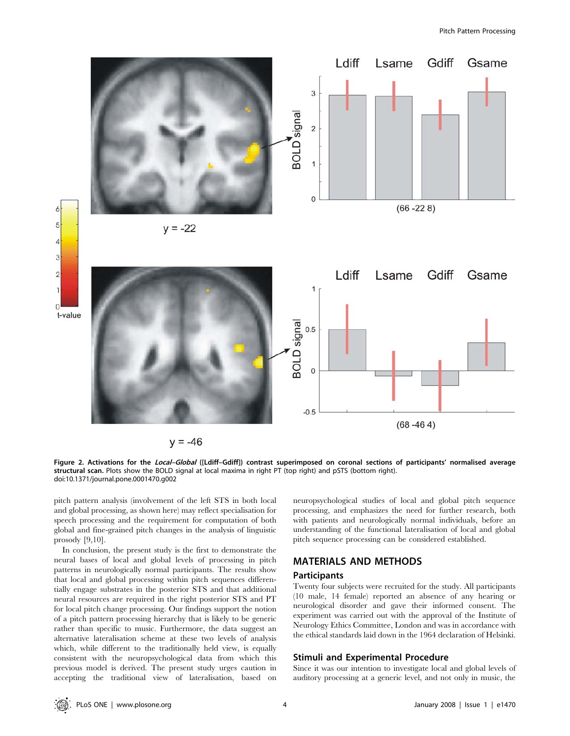y = -22

6
5
4
3
2
1
0
t-value

Ldiff Lsame Gdiff Gsame

BOLD signal

3
2
1
0

(66 -22 8)

y = -46

Ldiff Lsame Gdiff Gsame

BOLD signal

1
0.5
0
-0.5

(68 -46 4)

**Figure 2. Activations for the *Local–Global* ([Ldiff–Gdiff]) contrast superimposed on coronal sections of participants' normalised average structural scan.** Plots show the BOLD signal at local maxima in right PT (top right) and pSTS (bottom right).
doi:10.1371/journal.pone.0001470.g002

pitch pattern analysis (involvement of the left STS in both local and global processing, as shown here) may reflect specialisation for speech processing and the requirement for computation of both global and fine-grained pitch changes in the analysis of linguistic prosody [9,10].

In conclusion, the present study is the first to demonstrate the neural bases of local and global levels of processing in pitch patterns in neurologically normal participants. The results show that local and global processing within pitch sequences differentially engage substrates in the posterior STS and that additional neural resources are required in the right posterior STS and PT for local pitch change processing. Our findings support the notion of a pitch pattern processing hierarchy that is likely to be generic rather than specific to music. Furthermore, the data suggest an alternative lateralisation scheme at these two levels of analysis which, while different to the traditionally held view, is equally consistent with the neuropsychological data from which this previous model is derived. The present study urges caution in accepting the traditional view of lateralisation, based on neuropsychological studies of local and global pitch sequence processing, and emphasizes the need for further research, both with patients and neurologically normal individuals, before an understanding of the functional lateralisation of local and global pitch sequence processing can be considered established.

## MATERIALS AND METHODS

### Participants

Twenty four subjects were recruited for the study. All participants (10 male, 14 female) reported an absence of any hearing or neurological disorder and gave their informed consent. The experiment was carried out with the approval of the Institute of Neurology Ethics Committee, London and was in accordance with the ethical standards laid down in the 1964 declaration of Helsinki.

### Stimuli and Experimental Procedure

Since it was our intention to investigate local and global levels of auditory processing at a generic level, and not only in music, the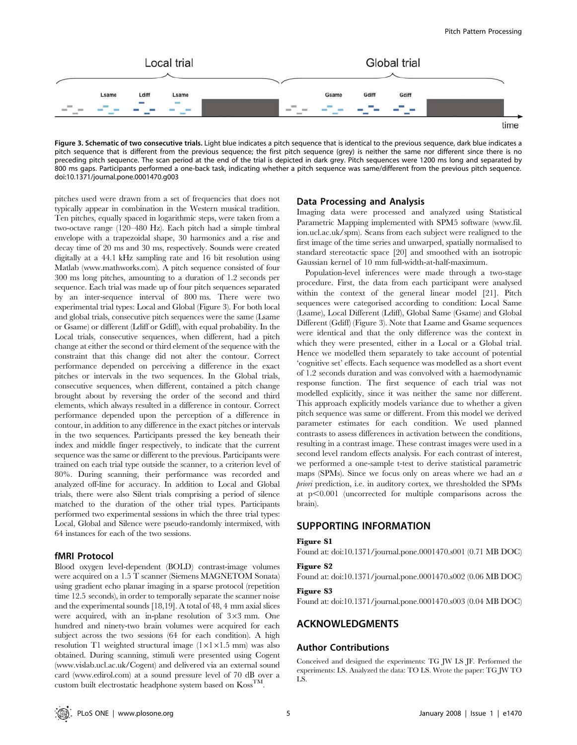Figure 3. Schematic of two consecutive trials. Light blue indicates a pitch sequence that is identical to the previous sequence, dark blue indicates a pitch sequence that is different from the previous sequence; the first pitch sequence (grey) is neither the same nor different since there is no preceding pitch sequence. The scan period at the end of the trial is depicted in dark grey. Pitch sequences were 1200 ms long and separated by 800 ms gaps. Participants performed a one-back task, indicating whether a pitch sequence was same/different from the previous pitch sequence.
doi:10.1371/journal.pone.0001470.g003

pitches used were drawn from a set of frequencies that does not typically appear in combination in the Western musical tradition. Ten pitches, equally spaced in logarithmic steps, were taken from a two-octave range (120–480 Hz). Each pitch had a simple timbral envelope with a trapezoidal shape, 30 harmonics and a rise and decay time of 20 ms and 30 ms, respectively. Sounds were created digitally at a 44.1 kHz sampling rate and 16 bit resolution using Matlab (www.mathworks.com). A pitch sequence consisted of four 300 ms long pitches, amounting to a duration of 1.2 seconds per sequence. Each trial was made up of four pitch sequences separated by an inter-sequence interval of 800 ms. There were two experimental trial types: Local and Global (Figure 3). For both local and global trials, consecutive pitch sequences were the same (Lsame or Gsame) or different (Ldiff or Gdiff), with equal probability. In the Local trials, consecutive sequences, when different, had a pitch change at either the second or third element of the sequence with the constraint that this change did not alter the contour. Correct performance depended on perceiving a difference in the exact pitches or intervals in the two sequences. In the Global trials, consecutive sequences, when different, contained a pitch change brought about by reversing the order of the second and third elements, which always resulted in a difference in contour. Correct performance depended upon the perception of a difference in contour, in addition to any difference in the exact pitches or intervals in the two sequences. Participants pressed the key beneath their index and middle finger respectively, to indicate that the current sequence was the same or different to the previous. Participants were trained on each trial type outside the scanner, to a criterion level of 80%. During scanning, their performance was recorded and analyzed off-line for accuracy. In addition to Local and Global trials, there were also Silent trials comprising a period of silence matched to the duration of the other trial types. Participants performed two experimental sessions in which the three trial types: Local, Global and Silence were pseudo-randomly intermixed, with 64 instances for each of the two sessions.

### fMRI Protocol

Blood oxygen level-dependent (BOLD) contrast-image volumes were acquired on a 1.5 T scanner (Siemens MAGNETOM Sonata) using gradient echo planar imaging in a sparse protocol (repetition time 12.5 seconds), in order to temporally separate the scanner noise and the experimental sounds [18,19]. A total of 48, 4 mm axial slices were acquired, with an in-plane resolution of 3×3 mm. One hundred and ninety-two brain volumes were acquired for each subject across the two sessions (64 for each condition). A high resolution T1 weighted structural image (1×1×1.5 mm) was also obtained. During scanning, stimuli were presented using Cogent (www.vislab.ucl.ac.uk/Cogent) and delivered via an external sound card (www.edirol.com) at a sound pressure level of 70 dB over a custom built electrostatic headphone system based on Koss™.

### Data Processing and Analysis

Imaging data were processed and analyzed using Statistical Parametric Mapping implemented with SPM5 software (www.fil.ion.ucl.ac.uk/spm). Scans from each subject were realigned to the first image of the time series and unwarped, spatially normalised to standard stereotactic space [20] and smoothed with an isotropic Gaussian kernel of 10 mm full-width-at-half-maximum.

Population-level inferences were made through a two-stage procedure. First, the data from each participant were analysed within the context of the general linear model [21]. Pitch sequences were categorised according to condition: Local Same (Lsame), Local Different (Ldiff), Global Same (Gsame) and Global Different (Gdiff) (Figure 3). Note that Lsame and Gsame sequences were identical and that the only difference was the context in which they were presented, either in a Local or a Global trial. Hence we modelled them separately to take account of potential 'cognitive set' effects. Each sequence was modelled as a short event of 1.2 seconds duration and was convolved with a haemodynamic response function. The first sequence of each trial was not modelled explicitly, since it was neither the same nor different. This approach explicitly models variance due to whether a given pitch sequence was same or different. From this model we derived parameter estimates for each condition. We used planned contrasts to assess differences in activation between the conditions, resulting in a contrast image. These contrast images were used in a second level random effects analysis. For each contrast of interest, we performed a one-sample t-test to derive statistical parametric maps (SPMs). Since we focus only on areas where we had an *a priori* prediction, i.e. in auditory cortex, we thresholded the SPMs at $p<0.001$ (uncorrected for multiple comparisons across the brain).

## SUPPORTING INFORMATION

**Figure S1**

Found at: doi:10.1371/journal.pone.0001470.s001 (0.71 MB DOC)

**Figure S2**

Found at: doi:10.1371/journal.pone.0001470.s002 (0.06 MB DOC)

**Figure S3**

Found at: doi:10.1371/journal.pone.0001470.s003 (0.04 MB DOC)

## ACKNOWLEDGMENTS

### Author Contributions

Conceived and designed the experiments: TG JW LS JF. Performed the experiments: LS. Analyzed the data: TO LS. Wrote the paper: TG JW TO LS.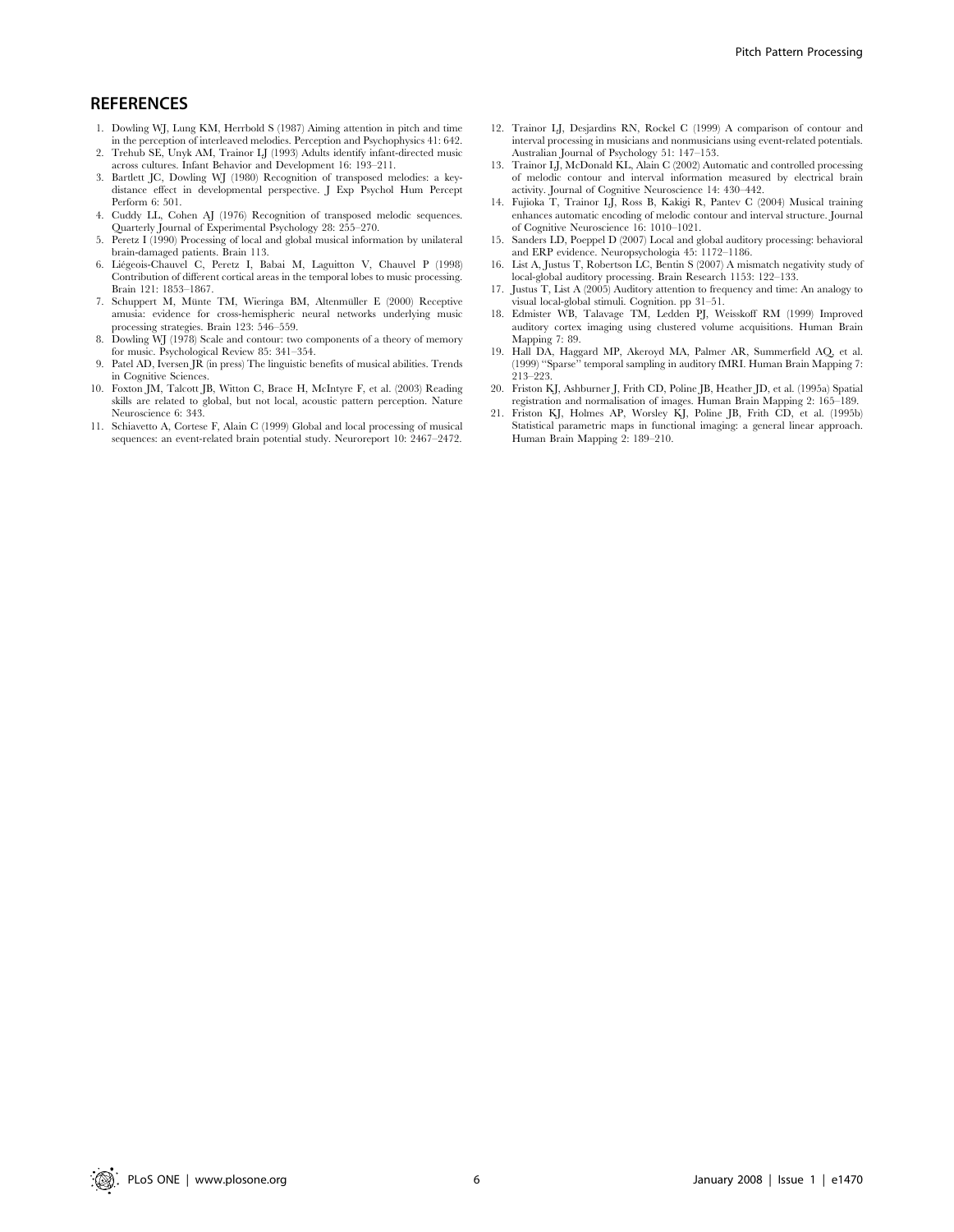## REFERENCES

1. Dowling WJ, Lung KM, Herrbold S (1987) Aiming attention in pitch and time in the perception of interleaved melodies. Perception and Psychophysics 41: 642.
2. Trehub SE, Unyk AM, Trainor LJ (1993) Adults identify infant-directed music across cultures. Infant Behavior and Development 16: 193–211.
3. Bartlett JC, Dowling WJ (1980) Recognition of transposed melodies: a key-distance effect in developmental perspective. J Exp Psychol Hum Percept Perform 6: 501.
4. Cuddy LL, Cohen AJ (1976) Recognition of transposed melodic sequences. Quarterly Journal of Experimental Psychology 28: 255–270.
5. Peretz I (1990) Processing of local and global musical information by unilateral brain-damaged patients. Brain 113.
6. Liégeois-Chauvel C, Peretz I, Babai M, Laguitton V, Chauvel P (1998) Contribution of different cortical areas in the temporal lobes to music processing. Brain 121: 1853–1867.
7. Schuppert M, Münte TM, Wieringa BM, Altenmüller E (2000) Receptive amusia: evidence for cross-hemispheric neural networks underlying music processing strategies. Brain 123: 546–559.
8. Dowling WJ (1978) Scale and contour: two components of a theory of memory for music. Psychological Review 85: 341–354.
9. Patel AD, Iversen JR (in press) The linguistic benefits of musical abilities. Trends in Cognitive Sciences.
10. Foxton JM, Talcott JB, Witton C, Brace H, McIntyre F, et al. (2003) Reading skills are related to global, but not local, acoustic pattern perception. Nature Neuroscience 6: 343.
11. Schiavetto A, Cortese F, Alain C (1999) Global and local processing of musical sequences: an event-related brain potential study. Neuroreport 10: 2467–2472.
12. Trainor LJ, Desjardins RN, Rockel C (1999) A comparison of contour and interval processing in musicians and nonmusicians using event-related potentials. Australian Journal of Psychology 51: 147–153.
13. Trainor LJ, McDonald KL, Alain C (2002) Automatic and controlled processing of melodic contour and interval information measured by electrical brain activity. Journal of Cognitive Neuroscience 14: 430–442.
14. Fujioka T, Trainor LJ, Ross B, Kakigi R, Pantev C (2004) Musical training enhances automatic encoding of melodic contour and interval structure. Journal of Cognitive Neuroscience 16: 1010–1021.
15. Sanders LD, Poeppel D (2007) Local and global auditory processing: behavioral and ERP evidence. Neuropsychologia 45: 1172–1186.
16. List A, Justus T, Robertson LC, Bentin S (2007) A mismatch negativity study of local-global auditory processing. Brain Research 1153: 122–133.
17. Justus T, List A (2005) Auditory attention to frequency and time: An analogy to visual local-global stimuli. Cognition. pp 31–51.
18. Edmister WB, Talavage TM, Ledden PJ, Weisskoff RM (1999) Improved auditory cortex imaging using clustered volume acquisitions. Human Brain Mapping 7: 89.
19. Hall DA, Haggard MP, Akeroyd MA, Palmer AR, Summerfield AQ, et al. (1999) "Sparse" temporal sampling in auditory fMRI. Human Brain Mapping 7: 213–223.
20. Friston KJ, Ashburner J, Frith CD, Poline JB, Heather JD, et al. (1995a) Spatial registration and normalisation of images. Human Brain Mapping 2: 165–189.
21. Friston KJ, Holmes AP, Worsley KJ, Poline JB, Frith CD, et al. (1995b) Statistical parametric maps in functional imaging: a general linear approach. Human Brain Mapping 2: 189–210.